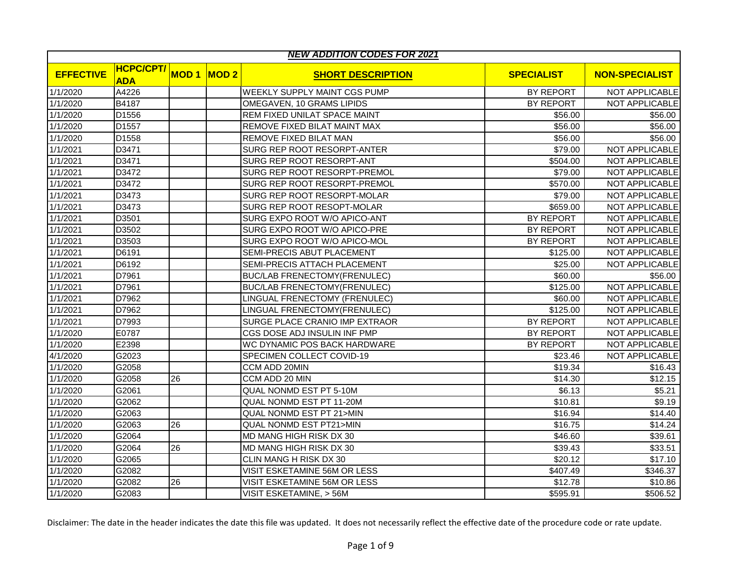| *NEW ADDITION CODES FOR 2021* | | | | | | |
|---|---|---|---|---|---|---|
| **EFFECTIVE** | **HCPC/CPT/ ADA** | **MOD 1** | **MOD 2** | **SHORT DESCRIPTION** | **SPECIALIST** | **NON-SPECIALIST** |
| 1/1/2020 | A4226 | | | WEEKLY SUPPLY MAINT CGS PUMP | BY REPORT | NOT APPLICABLE |
| 1/1/2020 | B4187 | | | OMEGAVEN, 10 GRAMS LIPIDS | BY REPORT | NOT APPLICABLE |
| 1/1/2020 | D1556 | | | REM FIXED UNILAT SPACE MAINT | $56.00 | $56.00 |
| 1/1/2020 | D1557 | | | REMOVE FIXED BILAT MAINT MAX | $56.00 | $56.00 |
| 1/1/2020 | D1558 | | | REMOVE FIXED BILAT MAN | $56.00 | $56.00 |
| 1/1/2021 | D3471 | | | SURG REP ROOT RESORPT-ANTER | $79.00 | NOT APPLICABLE |
| 1/1/2021 | D3471 | | | SURG REP ROOT RESORPT-ANT | $504.00 | NOT APPLICABLE |
| 1/1/2021 | D3472 | | | SURG REP ROOT RESORPT-PREMOL | $79.00 | NOT APPLICABLE |
| 1/1/2021 | D3472 | | | SURG REP ROOT RESORPT-PREMOL | $570.00 | NOT APPLICABLE |
| 1/1/2021 | D3473 | | | SURG REP ROOT RESORPT-MOLAR | $79.00 | NOT APPLICABLE |
| 1/1/2021 | D3473 | | | SURG REP ROOT RESOPT-MOLAR | $659.00 | NOT APPLICABLE |
| 1/1/2021 | D3501 | | | SURG EXPO ROOT W/O APICO-ANT | BY REPORT | NOT APPLICABLE |
| 1/1/2021 | D3502 | | | SURG EXPO ROOT W/O APICO-PRE | BY REPORT | NOT APPLICABLE |
| 1/1/2021 | D3503 | | | SURG EXPO ROOT W/O APICO-MOL | BY REPORT | NOT APPLICABLE |
| 1/1/2021 | D6191 | | | SEMI-PRECIS ABUT PLACEMENT | $125.00 | NOT APPLICABLE |
| 1/1/2021 | D6192 | | | SEMI-PRECIS ATTACH PLACEMENT | $25.00 | NOT APPLICABLE |
| 1/1/2021 | D7961 | | | BUC/LAB FRENECTOMY(FRENULEC) | $60.00 | $56.00 |
| 1/1/2021 | D7961 | | | BUC/LAB FRENECTOMY(FRENULEC) | $125.00 | NOT APPLICABLE |
| 1/1/2021 | D7962 | | | LINGUAL FRENECTOMY (FRENULEC) | $60.00 | NOT APPLICABLE |
| 1/1/2021 | D7962 | | | LINGUAL FRENECTOMY(FRENULEC) | $125.00 | NOT APPLICABLE |
| 1/1/2021 | D7993 | | | SURGE PLACE CRANIO IMP EXTRAOR | BY REPORT | NOT APPLICABLE |
| 1/1/2020 | E0787 | | | CGS DOSE ADJ INSULIN INF PMP | BY REPORT | NOT APPLICABLE |
| 1/1/2020 | E2398 | | | WC DYNAMIC POS BACK HARDWARE | BY REPORT | NOT APPLICABLE |
| 4/1/2020 | G2023 | | | SPECIMEN COLLECT COVID-19 | $23.46 | NOT APPLICABLE |
| 1/1/2020 | G2058 | | | CCM ADD 20MIN | $19.34 | $16.43 |
| 1/1/2020 | G2058 | 26 | | CCM ADD 20 MIN | $14.30 | $12.15 |
| 1/1/2020 | G2061 | | | QUAL NONMD EST PT 5-10M | $6.13 | $5.21 |
| 1/1/2020 | G2062 | | | QUAL NONMD EST PT 11-20M | $10.81 | $9.19 |
| 1/1/2020 | G2063 | | | QUAL NONMD EST PT 21>MIN | $16.94 | $14.40 |
| 1/1/2020 | G2063 | 26 | | QUAL NONMD EST PT21>MIN | $16.75 | $14.24 |
| 1/1/2020 | G2064 | | | MD MANG HIGH RISK DX 30 | $46.60 | $39.61 |
| 1/1/2020 | G2064 | 26 | | MD MANG HIGH RISK DX 30 | $39.43 | $33.51 |
| 1/1/2020 | G2065 | | | CLIN MANG H RISK DX 30 | $20.12 | $17.10 |
| 1/1/2020 | G2082 | | | VISIT ESKETAMINE 56M OR LESS | $407.49 | $346.37 |
| 1/1/2020 | G2082 | 26 | | VISIT ESKETAMINE 56M OR LESS | $12.78 | $10.86 |
| 1/1/2020 | G2083 | | | VISIT ESKETAMINE, > 56M | $595.91 | $506.52 |

Disclaimer: The date in the header indicates the date this file was updated. It does not necessarily reflect the effective date of the procedure code or rate update.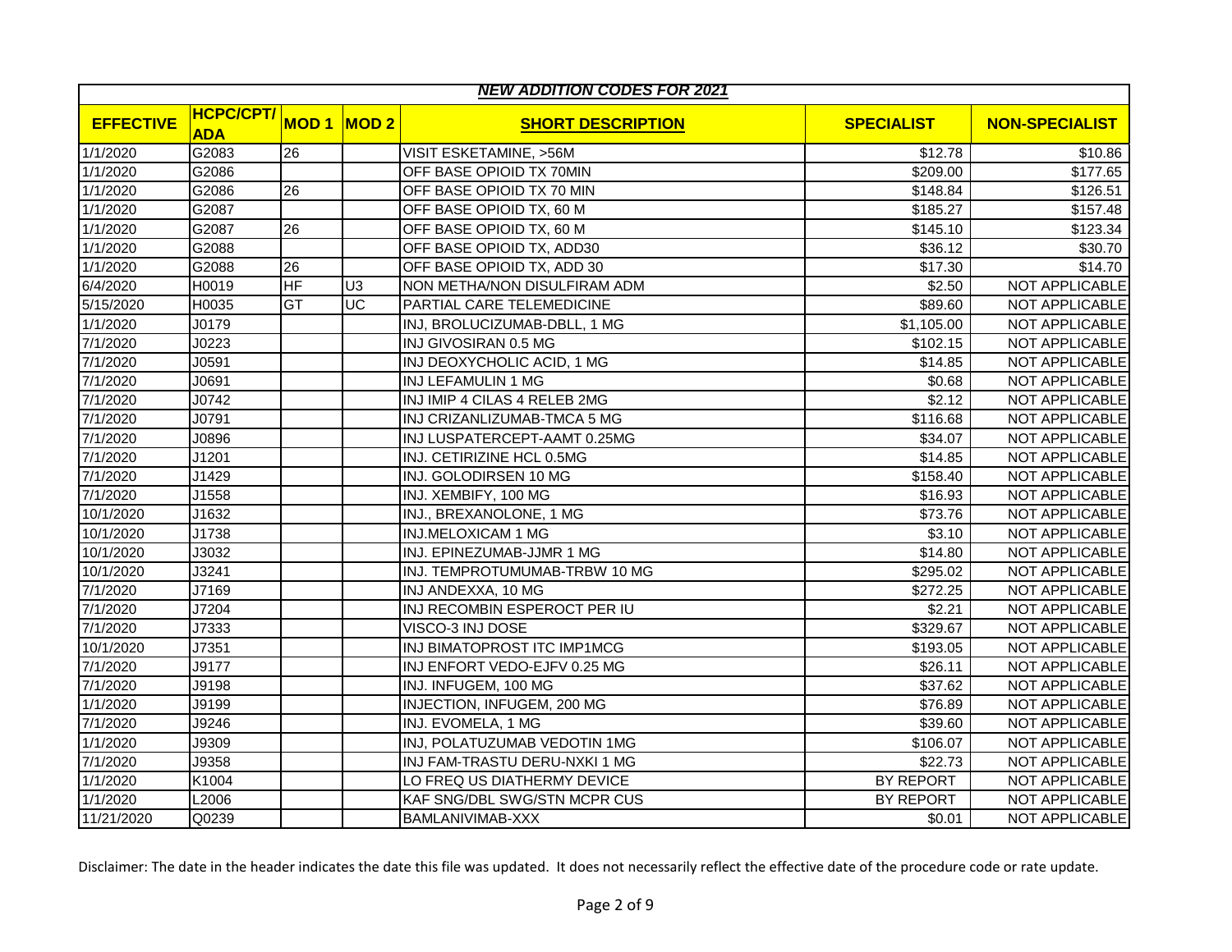| NEW ADDITION CODES FOR 2021 | | | | | | |
|---|---|---|---|---|---|---|
| **EFFECTIVE** | **HCPC/CPT/ADA** | **MOD 1** | **MOD 2** | **SHORT DESCRIPTION** | **SPECIALIST** | **NON-SPECIALIST** |
| 1/1/2020 | G2083 | 26 | | VISIT ESKETAMINE, >56M | $12.78 | $10.86 |
| 1/1/2020 | G2086 | | | OFF BASE OPIOID TX 70MIN | $209.00 | $177.65 |
| 1/1/2020 | G2086 | 26 | | OFF BASE OPIOID TX 70 MIN | $148.84 | $126.51 |
| 1/1/2020 | G2087 | | | OFF BASE OPIOID TX, 60 M | $185.27 | $157.48 |
| 1/1/2020 | G2087 | 26 | | OFF BASE OPIOID TX, 60 M | $145.10 | $123.34 |
| 1/1/2020 | G2088 | | | OFF BASE OPIOID TX, ADD30 | $36.12 | $30.70 |
| 1/1/2020 | G2088 | 26 | | OFF BASE OPIOID TX, ADD 30 | $17.30 | $14.70 |
| 6/4/2020 | H0019 | HF | U3 | NON METHA/NON DISULFIRAM ADM | $2.50 | NOT APPLICABLE |
| 5/15/2020 | H0035 | GT | UC | PARTIAL CARE TELEMEDICINE | $89.60 | NOT APPLICABLE |
| 1/1/2020 | J0179 | | | INJ, BROLUCIZUMAB-DBLL, 1 MG | $1,105.00 | NOT APPLICABLE |
| 7/1/2020 | J0223 | | | INJ GIVOSIRAN 0.5 MG | $102.15 | NOT APPLICABLE |
| 7/1/2020 | J0591 | | | INJ DEOXYCHOLIC ACID, 1 MG | $14.85 | NOT APPLICABLE |
| 7/1/2020 | J0691 | | | INJ LEFAMULIN 1 MG | $0.68 | NOT APPLICABLE |
| 7/1/2020 | J0742 | | | INJ IMIP 4 CILAS 4 RELEB 2MG | $2.12 | NOT APPLICABLE |
| 7/1/2020 | J0791 | | | INJ CRIZANLIZUMAB-TMCA 5 MG | $116.68 | NOT APPLICABLE |
| 7/1/2020 | J0896 | | | INJ LUSPATERCEPT-AAMT 0.25MG | $34.07 | NOT APPLICABLE |
| 7/1/2020 | J1201 | | | INJ. CETIRIZINE HCL 0.5MG | $14.85 | NOT APPLICABLE |
| 7/1/2020 | J1429 | | | INJ. GOLODIRSEN 10 MG | $158.40 | NOT APPLICABLE |
| 7/1/2020 | J1558 | | | INJ. XEMBIFY, 100 MG | $16.93 | NOT APPLICABLE |
| 10/1/2020 | J1632 | | | INJ., BREXANOLONE, 1 MG | $73.76 | NOT APPLICABLE |
| 10/1/2020 | J1738 | | | INJ.MELOXICAM 1 MG | $3.10 | NOT APPLICABLE |
| 10/1/2020 | J3032 | | | INJ. EPINEZUMAB-JJMR 1 MG | $14.80 | NOT APPLICABLE |
| 10/1/2020 | J3241 | | | INJ. TEMPROTUMUMAB-TRBW 10 MG | $295.02 | NOT APPLICABLE |
| 7/1/2020 | J7169 | | | INJ ANDEXXA, 10 MG | $272.25 | NOT APPLICABLE |
| 7/1/2020 | J7204 | | | INJ RECOMBIN ESPEROCT PER IU | $2.21 | NOT APPLICABLE |
| 7/1/2020 | J7333 | | | VISCO-3 INJ DOSE | $329.67 | NOT APPLICABLE |
| 10/1/2020 | J7351 | | | INJ BIMATOPROST ITC IMP1MCG | $193.05 | NOT APPLICABLE |
| 7/1/2020 | J9177 | | | INJ ENFORT VEDO-EJFV 0.25 MG | $26.11 | NOT APPLICABLE |
| 7/1/2020 | J9198 | | | INJ. INFUGEM, 100 MG | $37.62 | NOT APPLICABLE |
| 1/1/2020 | J9199 | | | INJECTION, INFUGEM, 200 MG | $76.89 | NOT APPLICABLE |
| 7/1/2020 | J9246 | | | INJ. EVOMELA, 1 MG | $39.60 | NOT APPLICABLE |
| 1/1/2020 | J9309 | | | INJ, POLATUZUMAB VEDOTIN 1MG | $106.07 | NOT APPLICABLE |
| 7/1/2020 | J9358 | | | INJ FAM-TRASTU DERU-NXKI 1 MG | $22.73 | NOT APPLICABLE |
| 1/1/2020 | K1004 | | | LO FREQ US DIATHERMY DEVICE | BY REPORT | NOT APPLICABLE |
| 1/1/2020 | L2006 | | | KAF SNG/DBL SWG/STN MCPR CUS | BY REPORT | NOT APPLICABLE |
| 11/21/2020 | Q0239 | | | BAMLANIVIMAB-XXX | $0.01 | NOT APPLICABLE |

Disclaimer: The date in the header indicates the date this file was updated. It does not necessarily reflect the effective date of the procedure code or rate update.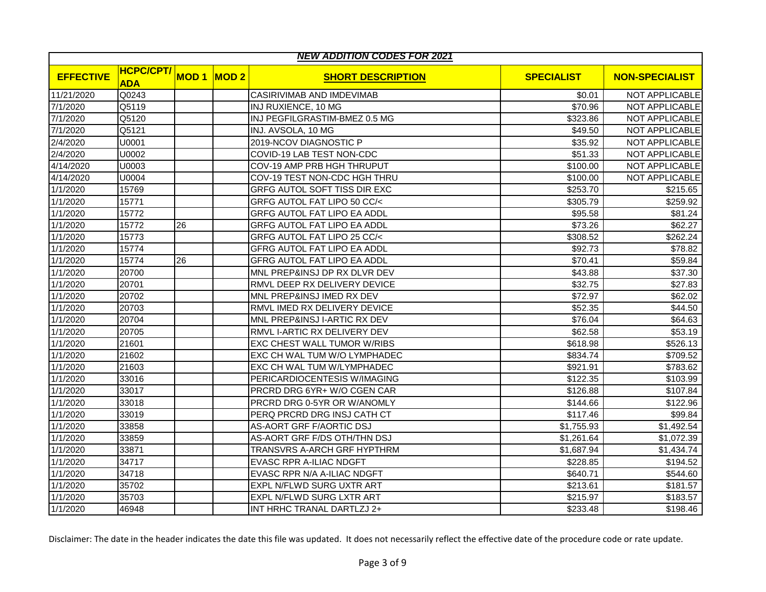| NEW ADDITION CODES FOR 2021 | | | | | | |
|---|---|---|---|---|---|---|
| **EFFECTIVE** | **HCPC/CPT/ADA** | **MOD 1** | **MOD 2** | **SHORT DESCRIPTION** | **SPECIALIST** | **NON-SPECIALIST** |
| 11/21/2020 | Q0243 | | | CASIRIVIMAB AND IMDEVIMAB | $0.01 | NOT APPLICABLE |
| 7/1/2020 | Q5119 | | | INJ RUXIENCE, 10 MG | $70.96 | NOT APPLICABLE |
| 7/1/2020 | Q5120 | | | INJ PEGFILGRASTIM-BMEZ 0.5 MG | $323.86 | NOT APPLICABLE |
| 7/1/2020 | Q5121 | | | INJ. AVSOLA, 10 MG | $49.50 | NOT APPLICABLE |
| 2/4/2020 | U0001 | | | 2019-NCOV DIAGNOSTIC P | $35.92 | NOT APPLICABLE |
| 2/4/2020 | U0002 | | | COVID-19 LAB TEST NON-CDC | $51.33 | NOT APPLICABLE |
| 4/14/2020 | U0003 | | | COV-19 AMP PRB HGH THRUPUT | $100.00 | NOT APPLICABLE |
| 4/14/2020 | U0004 | | | COV-19 TEST NON-CDC HGH THRU | $100.00 | NOT APPLICABLE |
| 1/1/2020 | 15769 | | | GRFG AUTOL SOFT TISS DIR EXC | $253.70 | $215.65 |
| 1/1/2020 | 15771 | | | GRFG AUTOL FAT LIPO 50 CC/< | $305.79 | $259.92 |
| 1/1/2020 | 15772 | | | GRFG AUTOL FAT LIPO EA ADDL | $95.58 | $81.24 |
| 1/1/2020 | 15772 | 26 | | GRFG AUTOL FAT LIPO EA ADDL | $73.26 | $62.27 |
| 1/1/2020 | 15773 | | | GRFG AUTOL FAT LIPO 25 CC/< | $308.52 | $262.24 |
| 1/1/2020 | 15774 | | | GFRG AUTOL FAT LIPO EA ADDL | $92.73 | $78.82 |
| 1/1/2020 | 15774 | 26 | | GFRG AUTOL FAT LIPO EA ADDL | $70.41 | $59.84 |
| 1/1/2020 | 20700 | | | MNL PREP&INSJ DP RX DLVR DEV | $43.88 | $37.30 |
| 1/1/2020 | 20701 | | | RMVL DEEP RX DELIVERY DEVICE | $32.75 | $27.83 |
| 1/1/2020 | 20702 | | | MNL PREP&INSJ IMED RX DEV | $72.97 | $62.02 |
| 1/1/2020 | 20703 | | | RMVL IMED RX DELIVERY DEVICE | $52.35 | $44.50 |
| 1/1/2020 | 20704 | | | MNL PREP&INSJ I-ARTIC RX DEV | $76.04 | $64.63 |
| 1/1/2020 | 20705 | | | RMVL I-ARTIC RX DELIVERY DEV | $62.58 | $53.19 |
| 1/1/2020 | 21601 | | | EXC CHEST WALL TUMOR W/RIBS | $618.98 | $526.13 |
| 1/1/2020 | 21602 | | | EXC CH WAL TUM W/O LYMPHADEC | $834.74 | $709.52 |
| 1/1/2020 | 21603 | | | EXC CH WAL TUM W/LYMPHADEC | $921.91 | $783.62 |
| 1/1/2020 | 33016 | | | PERICARDIOCENTESIS W/IMAGING | $122.35 | $103.99 |
| 1/1/2020 | 33017 | | | PRCRD DRG 6YR+ W/O CGEN CAR | $126.88 | $107.84 |
| 1/1/2020 | 33018 | | | PRCRD DRG 0-5YR OR W/ANOMLY | $144.66 | $122.96 |
| 1/1/2020 | 33019 | | | PERQ PRCRD DRG INSJ CATH CT | $117.46 | $99.84 |
| 1/1/2020 | 33858 | | | AS-AORT GRF F/AORTIC DSJ | $1,755.93 | $1,492.54 |
| 1/1/2020 | 33859 | | | AS-AORT GRF F/DS OTH/THN DSJ | $1,261.64 | $1,072.39 |
| 1/1/2020 | 33871 | | | TRANSVRS A-ARCH GRF HYPTHRM | $1,687.94 | $1,434.74 |
| 1/1/2020 | 34717 | | | EVASC RPR A-ILIAC NDGFT | $228.85 | $194.52 |
| 1/1/2020 | 34718 | | | EVASC RPR N/A A-ILIAC NDGFT | $640.71 | $544.60 |
| 1/1/2020 | 35702 | | | EXPL N/FLWD SURG UXTR ART | $213.61 | $181.57 |
| 1/1/2020 | 35703 | | | EXPL N/FLWD SURG LXTR ART | $215.97 | $183.57 |
| 1/1/2020 | 46948 | | | INT HRHC TRANAL DARTLZJ 2+ | $233.48 | $198.46 |

Disclaimer: The date in the header indicates the date this file was updated. It does not necessarily reflect the effective date of the procedure code or rate update.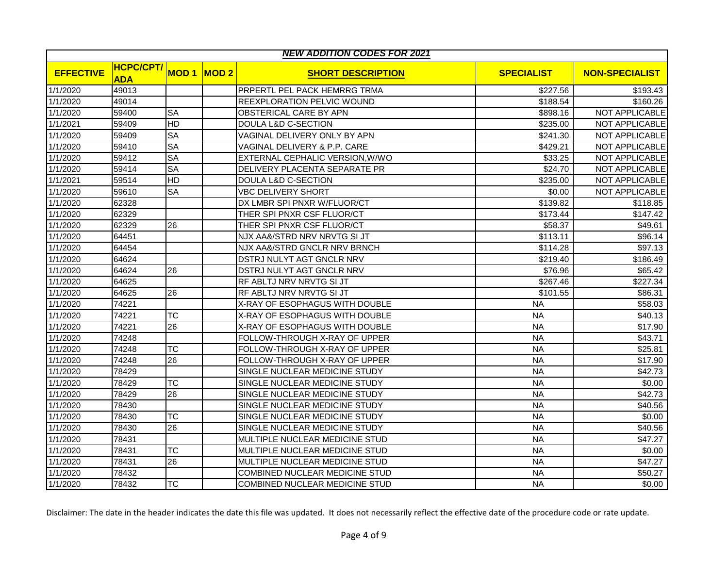| NEW ADDITION CODES FOR 2021 | | | | | | |
|---|---|---|---|---|---|---|
| **EFFECTIVE** | **HCPC/CPT/ADA** | **MOD 1** | **MOD 2** | **SHORT DESCRIPTION** | **SPECIALIST** | **NON-SPECIALIST** |
| 1/1/2020 | 49013 | | | PRPERTL PEL PACK HEMRRG TRMA | $227.56 | $193.43 |
| 1/1/2020 | 49014 | | | REEXPLORATION PELVIC WOUND | $188.54 | $160.26 |
| 1/1/2020 | 59400 | SA | | OBSTERICAL CARE BY APN | $898.16 | NOT APPLICABLE |
| 1/1/2021 | 59409 | HD | | DOULA L&D C-SECTION | $235.00 | NOT APPLICABLE |
| 1/1/2020 | 59409 | SA | | VAGINAL DELIVERY ONLY BY APN | $241.30 | NOT APPLICABLE |
| 1/1/2020 | 59410 | SA | | VAGINAL DELIVERY & P.P. CARE | $429.21 | NOT APPLICABLE |
| 1/1/2020 | 59412 | SA | | EXTERNAL CEPHALIC VERSION,W/WO | $33.25 | NOT APPLICABLE |
| 1/1/2020 | 59414 | SA | | DELIVERY PLACENTA SEPARATE PR | $24.70 | NOT APPLICABLE |
| 1/1/2021 | 59514 | HD | | DOULA L&D C-SECTION | $235.00 | NOT APPLICABLE |
| 1/1/2020 | 59610 | SA | | VBC DELIVERY SHORT | $0.00 | NOT APPLICABLE |
| 1/1/2020 | 62328 | | | DX LMBR SPI PNXR W/FLUOR/CT | $139.82 | $118.85 |
| 1/1/2020 | 62329 | | | THER SPI PNXR CSF FLUOR/CT | $173.44 | $147.42 |
| 1/1/2020 | 62329 | 26 | | THER SPI PNXR CSF FLUOR/CT | $58.37 | $49.61 |
| 1/1/2020 | 64451 | | | NJX AA&/STRD NRV NRVTG SI JT | $113.11 | $96.14 |
| 1/1/2020 | 64454 | | | NJX AA&/STRD GNCLR NRV BRNCH | $114.28 | $97.13 |
| 1/1/2020 | 64624 | | | DSTRJ NULYT AGT GNCLR NRV | $219.40 | $186.49 |
| 1/1/2020 | 64624 | 26 | | DSTRJ NULYT AGT GNCLR NRV | $76.96 | $65.42 |
| 1/1/2020 | 64625 | | | RF ABLTJ NRV NRVTG SI JT | $267.46 | $227.34 |
| 1/1/2020 | 64625 | 26 | | RF ABLTJ NRV NRVTG SI JT | $101.55 | $86.31 |
| 1/1/2020 | 74221 | | | X-RAY OF ESOPHAGUS WITH DOUBLE | NA | $58.03 |
| 1/1/2020 | 74221 | TC | | X-RAY OF ESOPHAGUS WITH DOUBLE | NA | $40.13 |
| 1/1/2020 | 74221 | 26 | | X-RAY OF ESOPHAGUS WITH DOUBLE | NA | $17.90 |
| 1/1/2020 | 74248 | | | FOLLOW-THROUGH X-RAY OF UPPER | NA | $43.71 |
| 1/1/2020 | 74248 | TC | | FOLLOW-THROUGH X-RAY OF UPPER | NA | $25.81 |
| 1/1/2020 | 74248 | 26 | | FOLLOW-THROUGH X-RAY OF UPPER | NA | $17.90 |
| 1/1/2020 | 78429 | | | SINGLE NUCLEAR MEDICINE STUDY | NA | $42.73 |
| 1/1/2020 | 78429 | TC | | SINGLE NUCLEAR MEDICINE STUDY | NA | $0.00 |
| 1/1/2020 | 78429 | 26 | | SINGLE NUCLEAR MEDICINE STUDY | NA | $42.73 |
| 1/1/2020 | 78430 | | | SINGLE NUCLEAR MEDICINE STUDY | NA | $40.56 |
| 1/1/2020 | 78430 | TC | | SINGLE NUCLEAR MEDICINE STUDY | NA | $0.00 |
| 1/1/2020 | 78430 | 26 | | SINGLE NUCLEAR MEDICINE STUDY | NA | $40.56 |
| 1/1/2020 | 78431 | | | MULTIPLE NUCLEAR MEDICINE STUD | NA | $47.27 |
| 1/1/2020 | 78431 | TC | | MULTIPLE NUCLEAR MEDICINE STUD | NA | $0.00 |
| 1/1/2020 | 78431 | 26 | | MULTIPLE NUCLEAR MEDICINE STUD | NA | $47.27 |
| 1/1/2020 | 78432 | | | COMBINED NUCLEAR MEDICINE STUD | NA | $50.27 |
| 1/1/2020 | 78432 | TC | | COMBINED NUCLEAR MEDICINE STUD | NA | $0.00 |

Disclaimer: The date in the header indicates the date this file was updated. It does not necessarily reflect the effective date of the procedure code or rate update.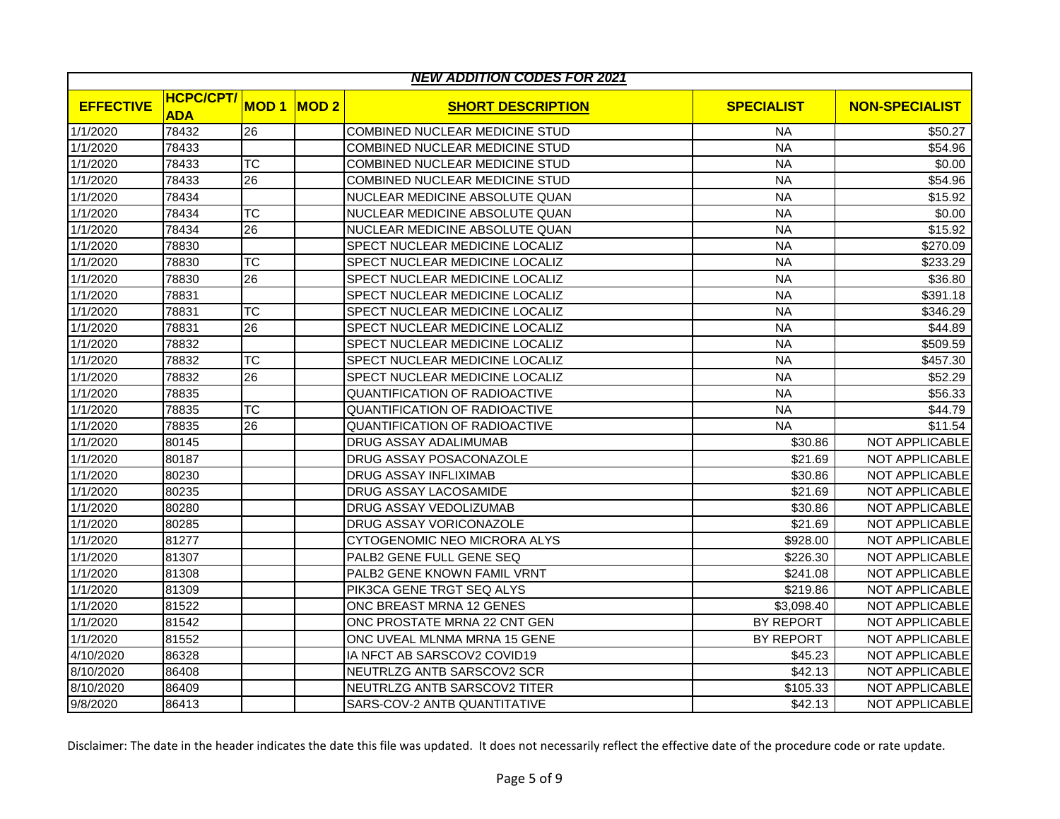| NEW ADDITION CODES FOR 2021 | | | | | | |
|---|---|---|---|---|---|---|
| **EFFECTIVE** | **HCPC/CPT/ADA** | **MOD 1** | **MOD 2** | **SHORT DESCRIPTION** | **SPECIALIST** | **NON-SPECIALIST** |
| 1/1/2020 | 78432 | 26 | | COMBINED NUCLEAR MEDICINE STUD | NA | $50.27 |
| 1/1/2020 | 78433 | | | COMBINED NUCLEAR MEDICINE STUD | NA | $54.96 |
| 1/1/2020 | 78433 | TC | | COMBINED NUCLEAR MEDICINE STUD | NA | $0.00 |
| 1/1/2020 | 78433 | 26 | | COMBINED NUCLEAR MEDICINE STUD | NA | $54.96 |
| 1/1/2020 | 78434 | | | NUCLEAR MEDICINE ABSOLUTE QUAN | NA | $15.92 |
| 1/1/2020 | 78434 | TC | | NUCLEAR MEDICINE ABSOLUTE QUAN | NA | $0.00 |
| 1/1/2020 | 78434 | 26 | | NUCLEAR MEDICINE ABSOLUTE QUAN | NA | $15.92 |
| 1/1/2020 | 78830 | | | SPECT NUCLEAR MEDICINE LOCALIZ | NA | $270.09 |
| 1/1/2020 | 78830 | TC | | SPECT NUCLEAR MEDICINE LOCALIZ | NA | $233.29 |
| 1/1/2020 | 78830 | 26 | | SPECT NUCLEAR MEDICINE LOCALIZ | NA | $36.80 |
| 1/1/2020 | 78831 | | | SPECT NUCLEAR MEDICINE LOCALIZ | NA | $391.18 |
| 1/1/2020 | 78831 | TC | | SPECT NUCLEAR MEDICINE LOCALIZ | NA | $346.29 |
| 1/1/2020 | 78831 | 26 | | SPECT NUCLEAR MEDICINE LOCALIZ | NA | $44.89 |
| 1/1/2020 | 78832 | | | SPECT NUCLEAR MEDICINE LOCALIZ | NA | $509.59 |
| 1/1/2020 | 78832 | TC | | SPECT NUCLEAR MEDICINE LOCALIZ | NA | $457.30 |
| 1/1/2020 | 78832 | 26 | | SPECT NUCLEAR MEDICINE LOCALIZ | NA | $52.29 |
| 1/1/2020 | 78835 | | | QUANTIFICATION OF RADIOACTIVE | NA | $56.33 |
| 1/1/2020 | 78835 | TC | | QUANTIFICATION OF RADIOACTIVE | NA | $44.79 |
| 1/1/2020 | 78835 | 26 | | QUANTIFICATION OF RADIOACTIVE | NA | $11.54 |
| 1/1/2020 | 80145 | | | DRUG ASSAY ADALIMUMAB | $30.86 | NOT APPLICABLE |
| 1/1/2020 | 80187 | | | DRUG ASSAY POSACONAZOLE | $21.69 | NOT APPLICABLE |
| 1/1/2020 | 80230 | | | DRUG ASSAY INFLIXIMAB | $30.86 | NOT APPLICABLE |
| 1/1/2020 | 80235 | | | DRUG ASSAY LACOSAMIDE | $21.69 | NOT APPLICABLE |
| 1/1/2020 | 80280 | | | DRUG ASSAY VEDOLIZUMAB | $30.86 | NOT APPLICABLE |
| 1/1/2020 | 80285 | | | DRUG ASSAY VORICONAZOLE | $21.69 | NOT APPLICABLE |
| 1/1/2020 | 81277 | | | CYTOGENOMIC NEO MICRORA ALYS | $928.00 | NOT APPLICABLE |
| 1/1/2020 | 81307 | | | PALB2 GENE FULL GENE SEQ | $226.30 | NOT APPLICABLE |
| 1/1/2020 | 81308 | | | PALB2 GENE KNOWN FAMIL VRNT | $241.08 | NOT APPLICABLE |
| 1/1/2020 | 81309 | | | PIK3CA GENE TRGT SEQ ALYS | $219.86 | NOT APPLICABLE |
| 1/1/2020 | 81522 | | | ONC BREAST MRNA 12 GENES | $3,098.40 | NOT APPLICABLE |
| 1/1/2020 | 81542 | | | ONC PROSTATE MRNA 22 CNT GEN | BY REPORT | NOT APPLICABLE |
| 1/1/2020 | 81552 | | | ONC UVEAL MLNMA MRNA 15 GENE | BY REPORT | NOT APPLICABLE |
| 4/10/2020 | 86328 | | | IA NFCT AB SARSCOV2 COVID19 | $45.23 | NOT APPLICABLE |
| 8/10/2020 | 86408 | | | NEUTRLZG ANTB SARSCOV2 SCR | $42.13 | NOT APPLICABLE |
| 8/10/2020 | 86409 | | | NEUTRLZG ANTB SARSCOV2 TITER | $105.33 | NOT APPLICABLE |
| 9/8/2020 | 86413 | | | SARS-COV-2 ANTB QUANTITATIVE | $42.13 | NOT APPLICABLE |

Disclaimer: The date in the header indicates the date this file was updated. It does not necessarily reflect the effective date of the procedure code or rate update.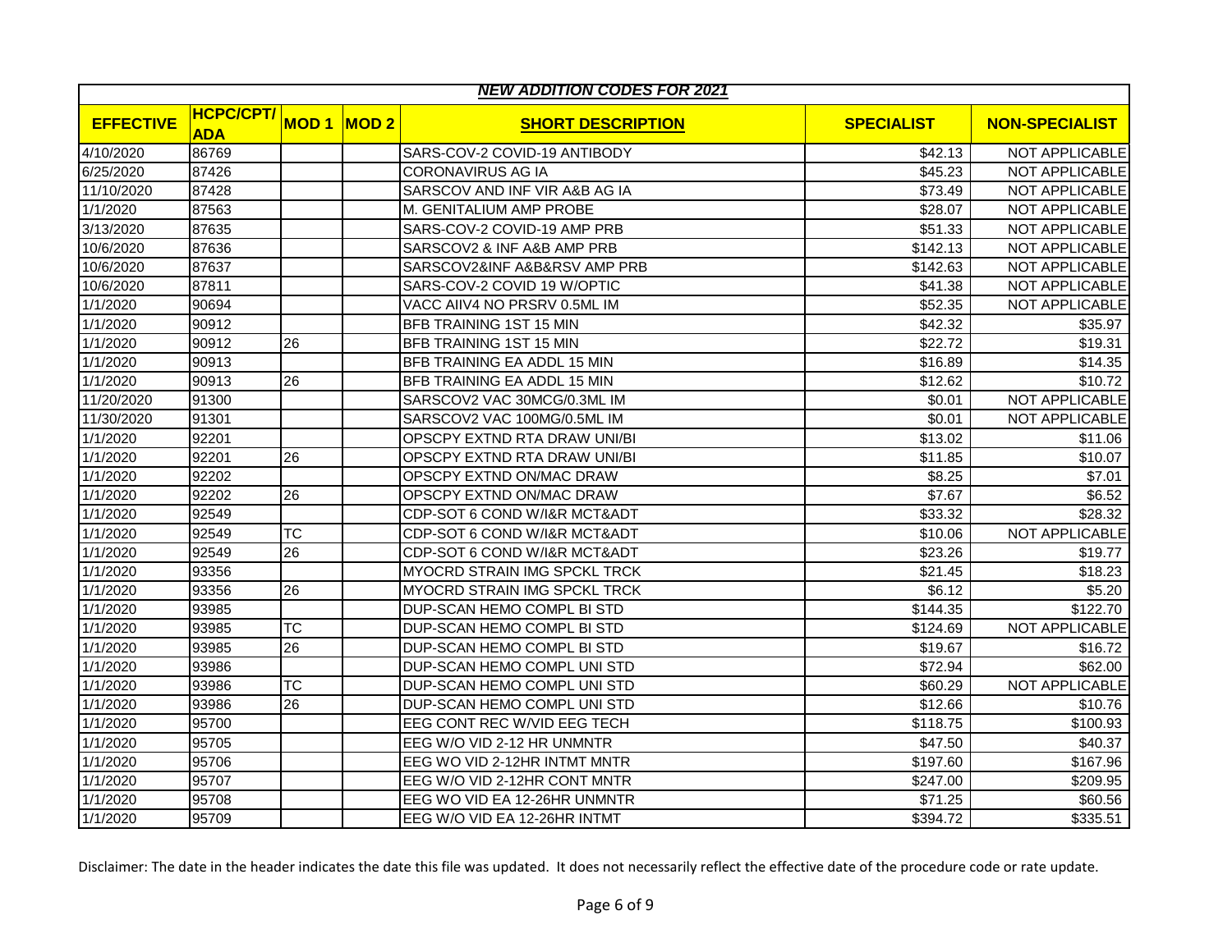| NEW ADDITION CODES FOR 2021 | | | | | | |
|---|---|---|---|---|---|---|
| **EFFECTIVE** | **HCPC/CPT/ADA** | **MOD 1** | **MOD 2** | **SHORT DESCRIPTION** | **SPECIALIST** | **NON-SPECIALIST** |
| 4/10/2020 | 86769 | | | SARS-COV-2 COVID-19 ANTIBODY | $42.13 | NOT APPLICABLE |
| 6/25/2020 | 87426 | | | CORONAVIRUS AG IA | $45.23 | NOT APPLICABLE |
| 11/10/2020 | 87428 | | | SARSCOV AND INF VIR A&B AG IA | $73.49 | NOT APPLICABLE |
| 1/1/2020 | 87563 | | | M. GENITALIUM AMP PROBE | $28.07 | NOT APPLICABLE |
| 3/13/2020 | 87635 | | | SARS-COV-2 COVID-19 AMP PRB | $51.33 | NOT APPLICABLE |
| 10/6/2020 | 87636 | | | SARSCOV2 & INF A&B AMP PRB | $142.13 | NOT APPLICABLE |
| 10/6/2020 | 87637 | | | SARSCOV2&INF A&B&RSV AMP PRB | $142.63 | NOT APPLICABLE |
| 10/6/2020 | 87811 | | | SARS-COV-2 COVID 19 W/OPTIC | $41.38 | NOT APPLICABLE |
| 1/1/2020 | 90694 | | | VACC AIIV4 NO PRSRV 0.5ML IM | $52.35 | NOT APPLICABLE |
| 1/1/2020 | 90912 | | | BFB TRAINING 1ST 15 MIN | $42.32 | $35.97 |
| 1/1/2020 | 90912 | 26 | | BFB TRAINING 1ST 15 MIN | $22.72 | $19.31 |
| 1/1/2020 | 90913 | | | BFB TRAINING EA ADDL 15 MIN | $16.89 | $14.35 |
| 1/1/2020 | 90913 | 26 | | BFB TRAINING EA ADDL 15 MIN | $12.62 | $10.72 |
| 11/20/2020 | 91300 | | | SARSCOV2 VAC 30MCG/0.3ML IM | $0.01 | NOT APPLICABLE |
| 11/30/2020 | 91301 | | | SARSCOV2 VAC 100MG/0.5ML IM | $0.01 | NOT APPLICABLE |
| 1/1/2020 | 92201 | | | OPSCPY EXTND RTA DRAW UNI/BI | $13.02 | $11.06 |
| 1/1/2020 | 92201 | 26 | | OPSCPY EXTND RTA DRAW UNI/BI | $11.85 | $10.07 |
| 1/1/2020 | 92202 | | | OPSCPY EXTND ON/MAC DRAW | $8.25 | $7.01 |
| 1/1/2020 | 92202 | 26 | | OPSCPY EXTND ON/MAC DRAW | $7.67 | $6.52 |
| 1/1/2020 | 92549 | | | CDP-SOT 6 COND W/I&R MCT&ADT | $33.32 | $28.32 |
| 1/1/2020 | 92549 | TC | | CDP-SOT 6 COND W/I&R MCT&ADT | $10.06 | NOT APPLICABLE |
| 1/1/2020 | 92549 | 26 | | CDP-SOT 6 COND W/I&R MCT&ADT | $23.26 | $19.77 |
| 1/1/2020 | 93356 | | | MYOCRD STRAIN IMG SPCKL TRCK | $21.45 | $18.23 |
| 1/1/2020 | 93356 | 26 | | MYOCRD STRAIN IMG SPCKL TRCK | $6.12 | $5.20 |
| 1/1/2020 | 93985 | | | DUP-SCAN HEMO COMPL BI STD | $144.35 | $122.70 |
| 1/1/2020 | 93985 | TC | | DUP-SCAN HEMO COMPL BI STD | $124.69 | NOT APPLICABLE |
| 1/1/2020 | 93985 | 26 | | DUP-SCAN HEMO COMPL BI STD | $19.67 | $16.72 |
| 1/1/2020 | 93986 | | | DUP-SCAN HEMO COMPL UNI STD | $72.94 | $62.00 |
| 1/1/2020 | 93986 | TC | | DUP-SCAN HEMO COMPL UNI STD | $60.29 | NOT APPLICABLE |
| 1/1/2020 | 93986 | 26 | | DUP-SCAN HEMO COMPL UNI STD | $12.66 | $10.76 |
| 1/1/2020 | 95700 | | | EEG CONT REC W/VID EEG TECH | $118.75 | $100.93 |
| 1/1/2020 | 95705 | | | EEG W/O VID 2-12 HR UNMNTR | $47.50 | $40.37 |
| 1/1/2020 | 95706 | | | EEG WO VID 2-12HR INTMT MNTR | $197.60 | $167.96 |
| 1/1/2020 | 95707 | | | EEG W/O VID 2-12HR CONT MNTR | $247.00 | $209.95 |
| 1/1/2020 | 95708 | | | EEG WO VID EA 12-26HR UNMNTR | $71.25 | $60.56 |
| 1/1/2020 | 95709 | | | EEG W/O VID EA 12-26HR INTMT | $394.72 | $335.51 |

Disclaimer: The date in the header indicates the date this file was updated. It does not necessarily reflect the effective date of the procedure code or rate update.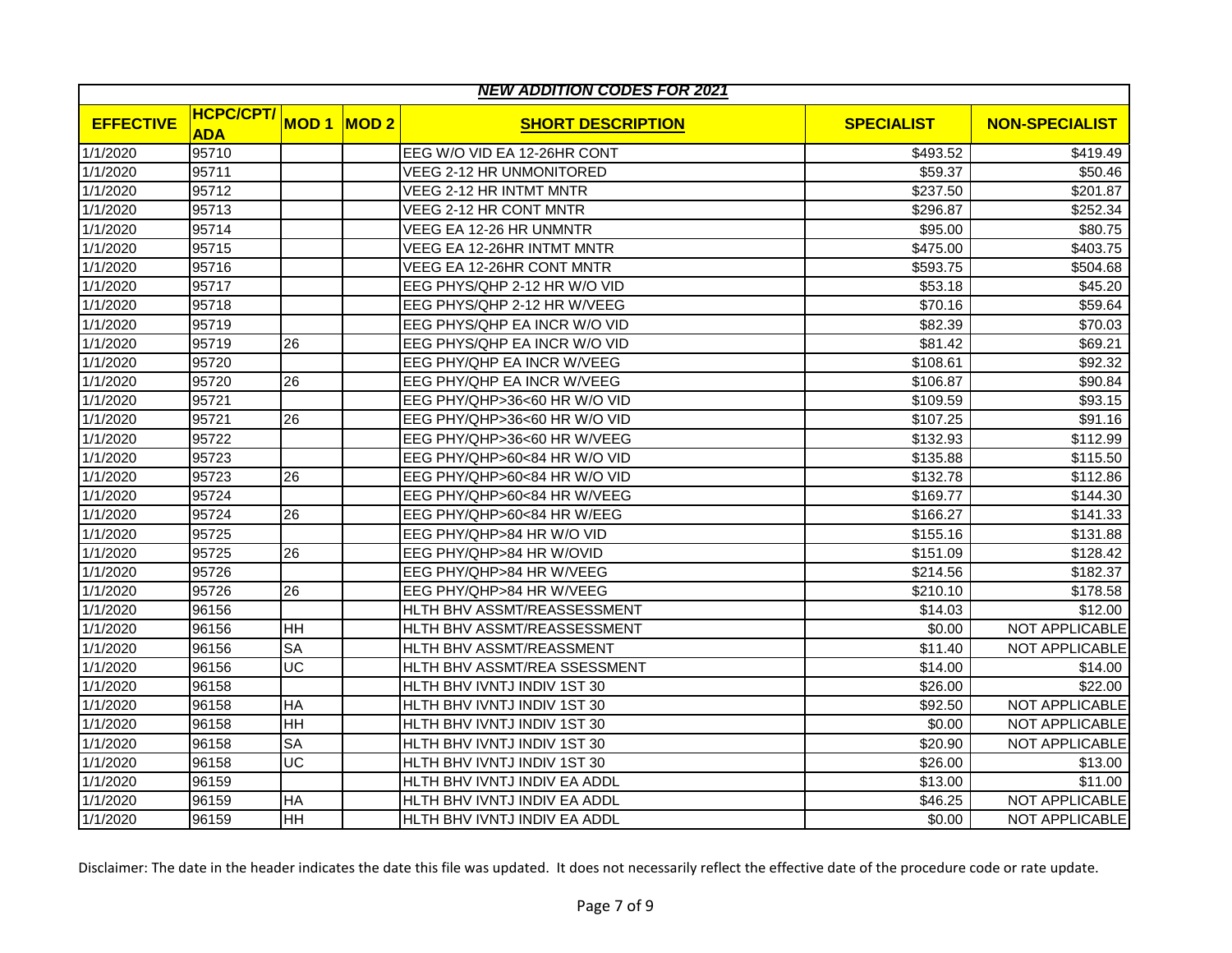| *NEW ADDITION CODES FOR 2021* | | | | | | |
|---|---|---|---|---|---|---|
| **EFFECTIVE** | **HCPC/CPT/ADA** | **MOD 1** | **MOD 2** | **SHORT DESCRIPTION** | **SPECIALIST** | **NON-SPECIALIST** |
| 1/1/2020 | 95710 | | | EEG W/O VID EA 12-26HR CONT | $493.52 | $419.49 |
| 1/1/2020 | 95711 | | | VEEG 2-12 HR UNMONITORED | $59.37 | $50.46 |
| 1/1/2020 | 95712 | | | VEEG 2-12 HR INTMT MNTR | $237.50 | $201.87 |
| 1/1/2020 | 95713 | | | VEEG 2-12 HR CONT MNTR | $296.87 | $252.34 |
| 1/1/2020 | 95714 | | | VEEG EA 12-26 HR UNMNTR | $95.00 | $80.75 |
| 1/1/2020 | 95715 | | | VEEG EA 12-26HR INTMT MNTR | $475.00 | $403.75 |
| 1/1/2020 | 95716 | | | VEEG EA 12-26HR CONT MNTR | $593.75 | $504.68 |
| 1/1/2020 | 95717 | | | EEG PHYS/QHP 2-12 HR W/O VID | $53.18 | $45.20 |
| 1/1/2020 | 95718 | | | EEG PHYS/QHP 2-12 HR W/VEEG | $70.16 | $59.64 |
| 1/1/2020 | 95719 | | | EEG PHYS/QHP EA INCR W/O VID | $82.39 | $70.03 |
| 1/1/2020 | 95719 | 26 | | EEG PHYS/QHP EA INCR W/O VID | $81.42 | $69.21 |
| 1/1/2020 | 95720 | | | EEG PHY/QHP EA INCR W/VEEG | $108.61 | $92.32 |
| 1/1/2020 | 95720 | 26 | | EEG PHY/QHP EA INCR W/VEEG | $106.87 | $90.84 |
| 1/1/2020 | 95721 | | | EEG PHY/QHP>36<60 HR W/O VID | $109.59 | $93.15 |
| 1/1/2020 | 95721 | 26 | | EEG PHY/QHP>36<60 HR W/O VID | $107.25 | $91.16 |
| 1/1/2020 | 95722 | | | EEG PHY/QHP>36<60 HR W/VEEG | $132.93 | $112.99 |
| 1/1/2020 | 95723 | | | EEG PHY/QHP>60<84 HR W/O VID | $135.88 | $115.50 |
| 1/1/2020 | 95723 | 26 | | EEG PHY/QHP>60<84 HR W/O VID | $132.78 | $112.86 |
| 1/1/2020 | 95724 | | | EEG PHY/QHP>60<84 HR W/VEEG | $169.77 | $144.30 |
| 1/1/2020 | 95724 | 26 | | EEG PHY/QHP>60<84 HR W/EEG | $166.27 | $141.33 |
| 1/1/2020 | 95725 | | | EEG PHY/QHP>84 HR W/O VID | $155.16 | $131.88 |
| 1/1/2020 | 95725 | 26 | | EEG PHY/QHP>84 HR W/OVID | $151.09 | $128.42 |
| 1/1/2020 | 95726 | | | EEG PHY/QHP>84 HR W/VEEG | $214.56 | $182.37 |
| 1/1/2020 | 95726 | 26 | | EEG PHY/QHP>84 HR W/VEEG | $210.10 | $178.58 |
| 1/1/2020 | 96156 | | | HLTH BHV ASSMT/REASSESSMENT | $14.03 | $12.00 |
| 1/1/2020 | 96156 | HH | | HLTH BHV ASSMT/REASSESSMENT | $0.00 | NOT APPLICABLE |
| 1/1/2020 | 96156 | SA | | HLTH BHV ASSMT/REASSMENT | $11.40 | NOT APPLICABLE |
| 1/1/2020 | 96156 | UC | | HLTH BHV ASSMT/REA SSESSMENT | $14.00 | $14.00 |
| 1/1/2020 | 96158 | | | HLTH BHV IVNTJ INDIV 1ST 30 | $26.00 | $22.00 |
| 1/1/2020 | 96158 | HA | | HLTH BHV IVNTJ INDIV 1ST 30 | $92.50 | NOT APPLICABLE |
| 1/1/2020 | 96158 | HH | | HLTH BHV IVNTJ INDIV 1ST 30 | $0.00 | NOT APPLICABLE |
| 1/1/2020 | 96158 | SA | | HLTH BHV IVNTJ INDIV 1ST 30 | $20.90 | NOT APPLICABLE |
| 1/1/2020 | 96158 | UC | | HLTH BHV IVNTJ INDIV 1ST 30 | $26.00 | $13.00 |
| 1/1/2020 | 96159 | | | HLTH BHV IVNTJ INDIV EA ADDL | $13.00 | $11.00 |
| 1/1/2020 | 96159 | HA | | HLTH BHV IVNTJ INDIV EA ADDL | $46.25 | NOT APPLICABLE |
| 1/1/2020 | 96159 | HH | | HLTH BHV IVNTJ INDIV EA ADDL | $0.00 | NOT APPLICABLE |

Disclaimer: The date in the header indicates the date this file was updated. It does not necessarily reflect the effective date of the procedure code or rate update.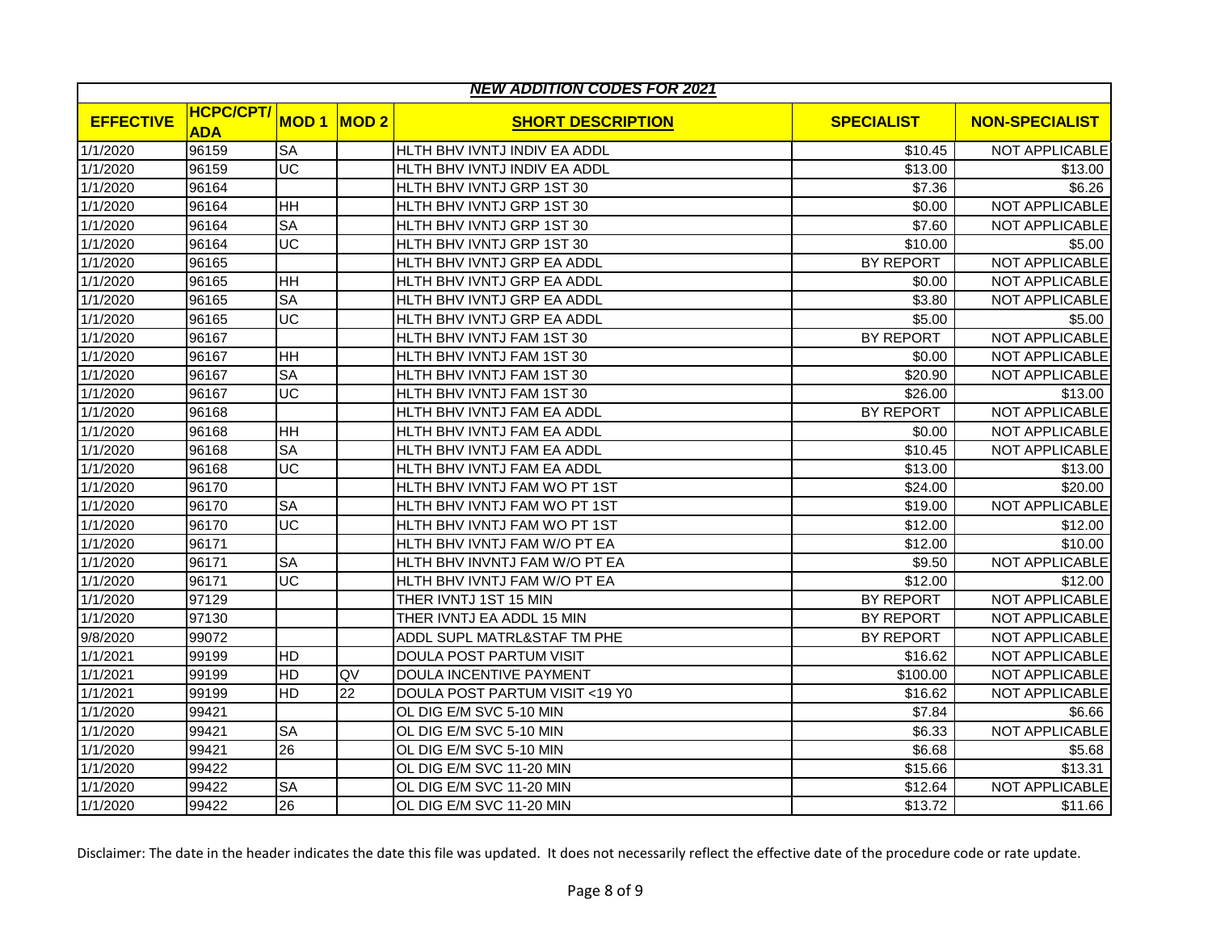| *NEW ADDITION CODES FOR 2021* | | | | | | |
|---|---|---|---|---|---|---|
| **EFFECTIVE** | **HCPC/CPT/ADA** | **MOD 1** | **MOD 2** | **SHORT DESCRIPTION** | **SPECIALIST** | **NON-SPECIALIST** |
| 1/1/2020 | 96159 | SA | | HLTH BHV IVNTJ INDIV EA ADDL | $10.45 | NOT APPLICABLE |
| 1/1/2020 | 96159 | UC | | HLTH BHV IVNTJ INDIV EA ADDL | $13.00 | $13.00 |
| 1/1/2020 | 96164 | | | HLTH BHV IVNTJ GRP 1ST 30 | $7.36 | $6.26 |
| 1/1/2020 | 96164 | HH | | HLTH BHV IVNTJ GRP 1ST 30 | $0.00 | NOT APPLICABLE |
| 1/1/2020 | 96164 | SA | | HLTH BHV IVNTJ GRP 1ST 30 | $7.60 | NOT APPLICABLE |
| 1/1/2020 | 96164 | UC | | HLTH BHV IVNTJ GRP 1ST 30 | $10.00 | $5.00 |
| 1/1/2020 | 96165 | | | HLTH BHV IVNTJ GRP EA ADDL | BY REPORT | NOT APPLICABLE |
| 1/1/2020 | 96165 | HH | | HLTH BHV IVNTJ GRP EA ADDL | $0.00 | NOT APPLICABLE |
| 1/1/2020 | 96165 | SA | | HLTH BHV IVNTJ GRP EA ADDL | $3.80 | NOT APPLICABLE |
| 1/1/2020 | 96165 | UC | | HLTH BHV IVNTJ GRP EA ADDL | $5.00 | $5.00 |
| 1/1/2020 | 96167 | | | HLTH BHV IVNTJ FAM 1ST 30 | BY REPORT | NOT APPLICABLE |
| 1/1/2020 | 96167 | HH | | HLTH BHV IVNTJ FAM 1ST 30 | $0.00 | NOT APPLICABLE |
| 1/1/2020 | 96167 | SA | | HLTH BHV IVNTJ FAM 1ST 30 | $20.90 | NOT APPLICABLE |
| 1/1/2020 | 96167 | UC | | HLTH BHV IVNTJ FAM 1ST 30 | $26.00 | $13.00 |
| 1/1/2020 | 96168 | | | HLTH BHV IVNTJ FAM EA ADDL | BY REPORT | NOT APPLICABLE |
| 1/1/2020 | 96168 | HH | | HLTH BHV IVNTJ FAM EA ADDL | $0.00 | NOT APPLICABLE |
| 1/1/2020 | 96168 | SA | | HLTH BHV IVNTJ FAM EA ADDL | $10.45 | NOT APPLICABLE |
| 1/1/2020 | 96168 | UC | | HLTH BHV IVNTJ FAM EA ADDL | $13.00 | $13.00 |
| 1/1/2020 | 96170 | | | HLTH BHV IVNTJ FAM WO PT 1ST | $24.00 | $20.00 |
| 1/1/2020 | 96170 | SA | | HLTH BHV IVNTJ FAM WO PT 1ST | $19.00 | NOT APPLICABLE |
| 1/1/2020 | 96170 | UC | | HLTH BHV IVNTJ FAM WO PT 1ST | $12.00 | $12.00 |
| 1/1/2020 | 96171 | | | HLTH BHV IVNTJ FAM W/O PT EA | $12.00 | $10.00 |
| 1/1/2020 | 96171 | SA | | HLTH BHV INVNTJ FAM W/O PT EA | $9.50 | NOT APPLICABLE |
| 1/1/2020 | 96171 | UC | | HLTH BHV IVNTJ FAM W/O PT EA | $12.00 | $12.00 |
| 1/1/2020 | 97129 | | | THER IVNTJ 1ST 15 MIN | BY REPORT | NOT APPLICABLE |
| 1/1/2020 | 97130 | | | THER IVNTJ EA ADDL 15 MIN | BY REPORT | NOT APPLICABLE |
| 9/8/2020 | 99072 | | | ADDL SUPL MATRL&STAF TM PHE | BY REPORT | NOT APPLICABLE |
| 1/1/2021 | 99199 | HD | | DOULA POST PARTUM VISIT | $16.62 | NOT APPLICABLE |
| 1/1/2021 | 99199 | HD | QV | DOULA INCENTIVE PAYMENT | $100.00 | NOT APPLICABLE |
| 1/1/2021 | 99199 | HD | 22 | DOULA POST PARTUM VISIT <19 Y0 | $16.62 | NOT APPLICABLE |
| 1/1/2020 | 99421 | | | OL DIG E/M SVC 5-10 MIN | $7.84 | $6.66 |
| 1/1/2020 | 99421 | SA | | OL DIG E/M SVC 5-10 MIN | $6.33 | NOT APPLICABLE |
| 1/1/2020 | 99421 | 26 | | OL DIG E/M SVC 5-10 MIN | $6.68 | $5.68 |
| 1/1/2020 | 99422 | | | OL DIG E/M SVC 11-20 MIN | $15.66 | $13.31 |
| 1/1/2020 | 99422 | SA | | OL DIG E/M SVC 11-20 MIN | $12.64 | NOT APPLICABLE |
| 1/1/2020 | 99422 | 26 | | OL DIG E/M SVC 11-20 MIN | $13.72 | $11.66 |

Disclaimer: The date in the header indicates the date this file was updated. It does not necessarily reflect the effective date of the procedure code or rate update.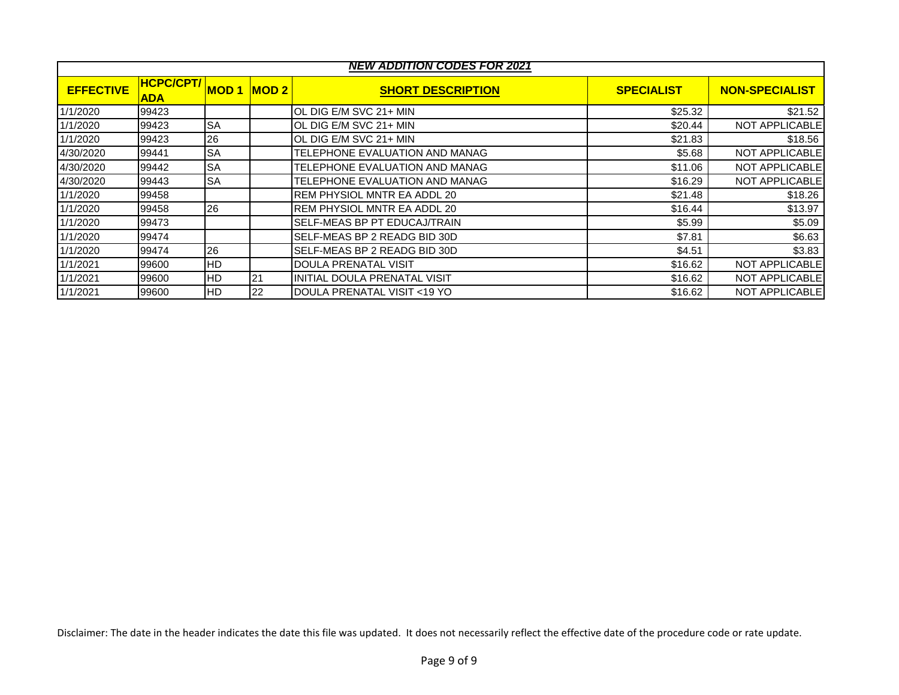| NEW ADDITION CODES FOR 2021 | | | | | | |
|---|---|---|---|---|---|---|
| **EFFECTIVE** | **HCPC/CPT/ ADA** | **MOD 1** | **MOD 2** | **SHORT DESCRIPTION** | **SPECIALIST** | **NON-SPECIALIST** |
| 1/1/2020 | 99423 | | | OL DIG E/M SVC 21+ MIN | $25.32 | $21.52 |
| 1/1/2020 | 99423 | SA | | OL DIG E/M SVC 21+ MIN | $20.44 | NOT APPLICABLE |
| 1/1/2020 | 99423 | 26 | | OL DIG E/M SVC 21+ MIN | $21.83 | $18.56 |
| 4/30/2020 | 99441 | SA | | TELEPHONE EVALUATION AND MANAG | $5.68 | NOT APPLICABLE |
| 4/30/2020 | 99442 | SA | | TELEPHONE EVALUATION AND MANAG | $11.06 | NOT APPLICABLE |
| 4/30/2020 | 99443 | SA | | TELEPHONE EVALUATION AND MANAG | $16.29 | NOT APPLICABLE |
| 1/1/2020 | 99458 | | | REM PHYSIOL MNTR EA ADDL 20 | $21.48 | $18.26 |
| 1/1/2020 | 99458 | 26 | | REM PHYSIOL MNTR EA ADDL 20 | $16.44 | $13.97 |
| 1/1/2020 | 99473 | | | SELF-MEAS BP PT EDUCAJ/TRAIN | $5.99 | $5.09 |
| 1/1/2020 | 99474 | | | SELF-MEAS BP 2 READG BID 30D | $7.81 | $6.63 |
| 1/1/2020 | 99474 | 26 | | SELF-MEAS BP 2 READG BID 30D | $4.51 | $3.83 |
| 1/1/2021 | 99600 | HD | | DOULA PRENATAL VISIT | $16.62 | NOT APPLICABLE |
| 1/1/2021 | 99600 | HD | 21 | INITIAL DOULA PRENATAL VISIT | $16.62 | NOT APPLICABLE |
| 1/1/2021 | 99600 | HD | 22 | DOULA PRENATAL VISIT <19 YO | $16.62 | NOT APPLICABLE |

Disclaimer: The date in the header indicates the date this file was updated. It does not necessarily reflect the effective date of the procedure code or rate update.